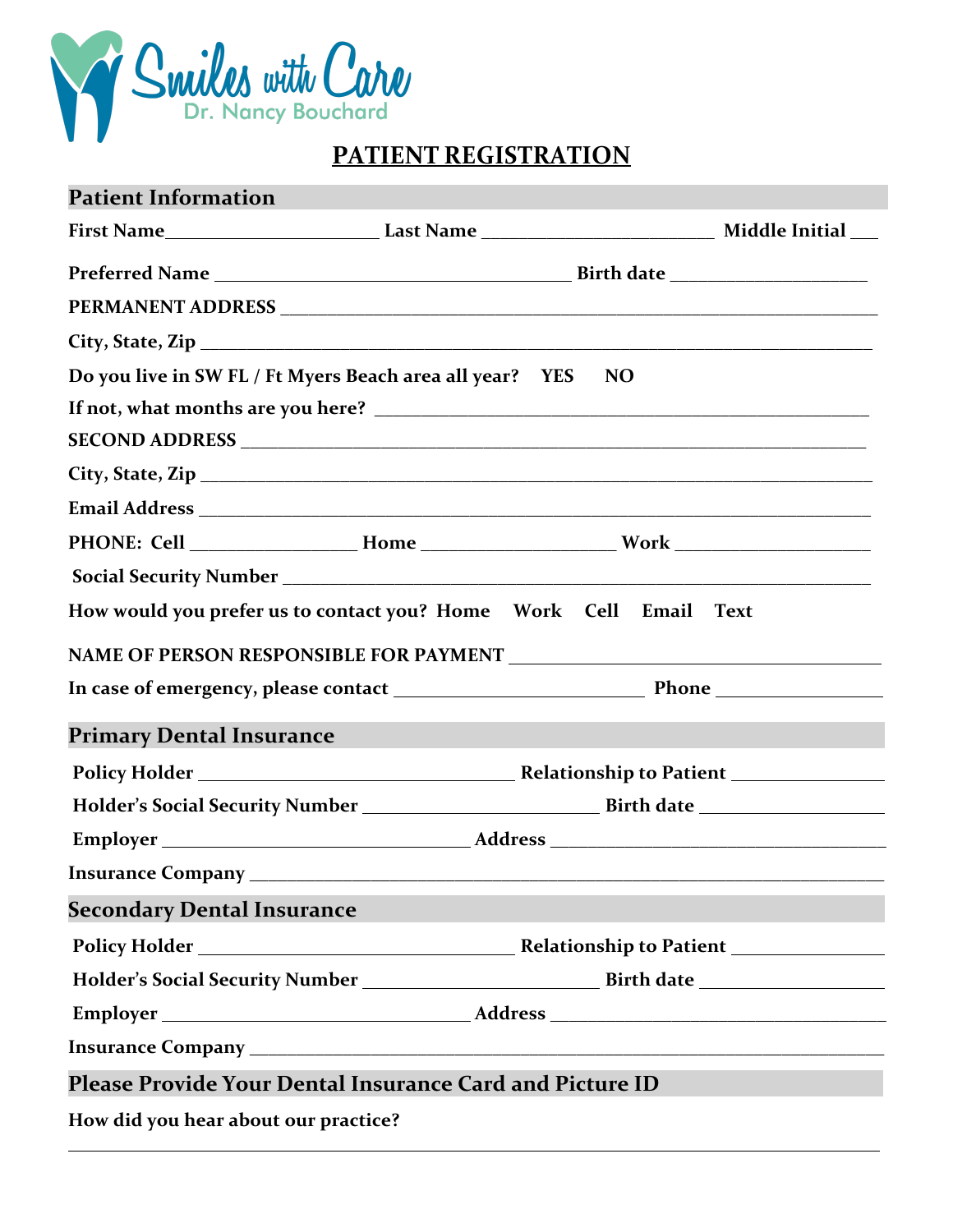Smiles with Care
Dr. Nancy Bouchard

# PATIENT REGISTRATION

## Patient Information

**First Name**\_\_\_\_\_\_\_\_\_\_\_\_\_\_\_\_\_\_\_\_\_\_ **Last Name** \_\_\_\_\_\_\_\_\_\_\_\_\_\_\_\_\_\_\_\_\_\_\_\_ **Middle Initial** \_\_\_

**Preferred Name** \_\_\_\_\_\_\_\_\_\_\_\_\_\_\_\_\_\_\_\_\_\_\_\_\_\_\_\_\_\_\_\_\_\_\_\_\_\_ **Birth date** \_\_\_\_\_\_\_\_\_\_\_\_\_\_\_\_\_\_\_\_\_

**PERMANENT ADDRESS** \_\_\_\_\_\_\_\_\_\_\_\_\_\_\_\_\_\_\_\_\_\_\_\_\_\_\_\_\_\_\_\_\_\_\_\_\_\_\_\_\_\_\_\_\_\_\_\_\_\_\_\_\_\_\_\_\_\_\_\_\_\_

**City, State, Zip** \_\_\_\_\_\_\_\_\_\_\_\_\_\_\_\_\_\_\_\_\_\_\_\_\_\_\_\_\_\_\_\_\_\_\_\_\_\_\_\_\_\_\_\_\_\_\_\_\_\_\_\_\_\_\_\_\_\_\_\_\_\_\_\_\_\_\_\_

**Do you live in SW FL / Ft Myers Beach area all year? YES NO**

**If not, what months are you here?** \_\_\_\_\_\_\_\_\_\_\_\_\_\_\_\_\_\_\_\_\_\_\_\_\_\_\_\_\_\_\_\_\_\_\_\_\_\_\_\_\_\_\_\_\_\_\_\_\_\_\_

**SECOND ADDRESS** \_\_\_\_\_\_\_\_\_\_\_\_\_\_\_\_\_\_\_\_\_\_\_\_\_\_\_\_\_\_\_\_\_\_\_\_\_\_\_\_\_\_\_\_\_\_\_\_\_\_\_\_\_\_\_\_\_\_\_\_\_\_\_\_

**City, State, Zip** \_\_\_\_\_\_\_\_\_\_\_\_\_\_\_\_\_\_\_\_\_\_\_\_\_\_\_\_\_\_\_\_\_\_\_\_\_\_\_\_\_\_\_\_\_\_\_\_\_\_\_\_\_\_\_\_\_\_\_\_\_\_\_\_\_\_\_\_

**Email Address** \_\_\_\_\_\_\_\_\_\_\_\_\_\_\_\_\_\_\_\_\_\_\_\_\_\_\_\_\_\_\_\_\_\_\_\_\_\_\_\_\_\_\_\_\_\_\_\_\_\_\_\_\_\_\_\_\_\_\_\_\_\_\_\_\_\_\_

**PHONE: Cell** \_\_\_\_\_\_\_\_\_\_\_\_\_\_\_\_\_\_ **Home** \_\_\_\_\_\_\_\_\_\_\_\_\_\_\_\_\_\_\_\_\_ **Work** \_\_\_\_\_\_\_\_\_\_\_\_\_\_\_\_\_\_\_\_\_

**Social Security Number** \_\_\_\_\_\_\_\_\_\_\_\_\_\_\_\_\_\_\_\_\_\_\_\_\_\_\_\_\_\_\_\_\_\_\_\_\_\_\_\_\_\_\_\_\_\_\_\_\_\_\_\_\_\_\_\_\_\_\_\_

**How would you prefer us to contact you? Home Work Cell Email Text**

**NAME OF PERSON RESPONSIBLE FOR PAYMENT** \_\_\_\_\_\_\_\_\_\_\_\_\_\_\_\_\_\_\_\_\_\_\_\_\_\_\_\_\_\_\_\_\_\_\_\_\_\_\_\_

**In case of emergency, please contact** \_\_\_\_\_\_\_\_\_\_\_\_\_\_\_\_\_\_\_\_\_\_\_\_\_\_\_ **Phone** \_\_\_\_\_\_\_\_\_\_\_\_\_\_\_\_\_

## Primary Dental Insurance

**Policy Holder** \_\_\_\_\_\_\_\_\_\_\_\_\_\_\_\_\_\_\_\_\_\_\_\_\_\_\_\_\_\_\_\_\_\_\_ **Relationship to Patient** \_\_\_\_\_\_\_\_\_\_\_\_\_\_\_\_

**Holder's Social Security Number** \_\_\_\_\_\_\_\_\_\_\_\_\_\_\_\_\_\_\_\_\_\_\_\_\_\_ **Birth date** \_\_\_\_\_\_\_\_\_\_\_\_\_\_\_\_\_\_\_\_

**Employer** \_\_\_\_\_\_\_\_\_\_\_\_\_\_\_\_\_\_\_\_\_\_\_\_\_\_\_\_\_\_\_\_\_\_ **Address** \_\_\_\_\_\_\_\_\_\_\_\_\_\_\_\_\_\_\_\_\_\_\_\_\_\_\_\_\_\_\_\_\_\_\_\_\_

**Insurance Company** \_\_\_\_\_\_\_\_\_\_\_\_\_\_\_\_\_\_\_\_\_\_\_\_\_\_\_\_\_\_\_\_\_\_\_\_\_\_\_\_\_\_\_\_\_\_\_\_\_\_\_\_\_\_\_\_\_\_\_\_\_\_\_\_

## Secondary Dental Insurance

**Policy Holder** \_\_\_\_\_\_\_\_\_\_\_\_\_\_\_\_\_\_\_\_\_\_\_\_\_\_\_\_\_\_\_\_\_\_\_ **Relationship to Patient** \_\_\_\_\_\_\_\_\_\_\_\_\_\_\_\_

**Holder's Social Security Number** \_\_\_\_\_\_\_\_\_\_\_\_\_\_\_\_\_\_\_\_\_\_\_\_\_\_ **Birth date** \_\_\_\_\_\_\_\_\_\_\_\_\_\_\_\_\_\_\_\_

**Employer** \_\_\_\_\_\_\_\_\_\_\_\_\_\_\_\_\_\_\_\_\_\_\_\_\_\_\_\_\_\_\_\_\_\_ **Address** \_\_\_\_\_\_\_\_\_\_\_\_\_\_\_\_\_\_\_\_\_\_\_\_\_\_\_\_\_\_\_\_\_\_\_\_\_

**Insurance Company** \_\_\_\_\_\_\_\_\_\_\_\_\_\_\_\_\_\_\_\_\_\_\_\_\_\_\_\_\_\_\_\_\_\_\_\_\_\_\_\_\_\_\_\_\_\_\_\_\_\_\_\_\_\_\_\_\_\_\_\_\_\_\_\_

## Please Provide Your Dental Insurance Card and Picture ID

**How did you hear about our practice?**

\_\_\_\_\_\_\_\_\_\_\_\_\_\_\_\_\_\_\_\_\_\_\_\_\_\_\_\_\_\_\_\_\_\_\_\_\_\_\_\_\_\_\_\_\_\_\_\_\_\_\_\_\_\_\_\_\_\_\_\_\_\_\_\_\_\_\_\_\_\_\_\_\_\_\_\_\_\_\_\_\_\_\_\_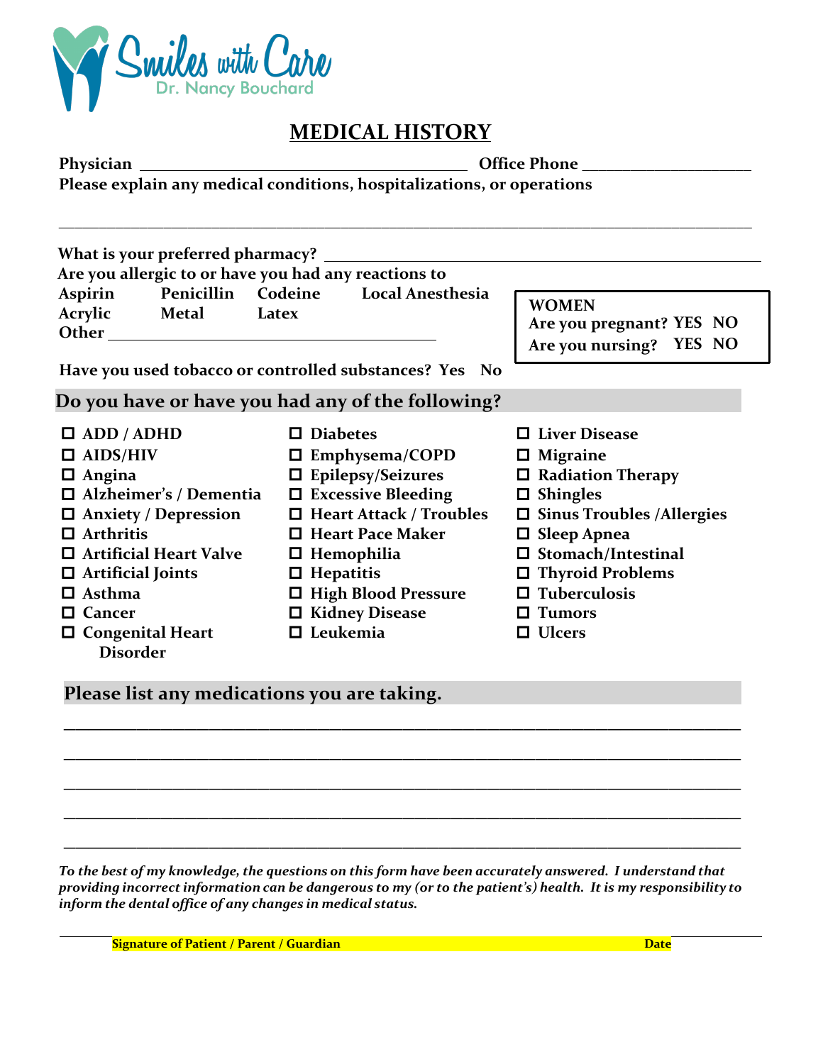Smiles with Care
Dr. Nancy Bouchard

# MEDICAL HISTORY

**Physician** ________________________________ **Office Phone** ____________________

**Please explain any medical conditions, hospitalizations, or operations**

_______________________________________________________________________________

**What is your preferred pharmacy?** ______________________________________________

**Are you allergic to or have you had any reactions to**

**Aspirin** **Penicillin** **Codeine** **Local Anesthesia**

**Acrylic** **Metal** **Latex**

**Other** ________________________________

**WOMEN**
**Are you pregnant? YES NO**
**Are you nursing? YES NO**

**Have you used tobacco or controlled substances? Yes No**

## Do you have or have you had any of the following?

- ☐ ADD / ADHD
- ☐ AIDS/HIV
- ☐ Angina
- ☐ Alzheimer's / Dementia
- ☐ Anxiety / Depression
- ☐ Arthritis
- ☐ Artificial Heart Valve
- ☐ Artificial Joints
- ☐ Asthma
- ☐ Cancer
- ☐ Congenital Heart Disorder
- ☐ Diabetes
- ☐ Emphysema/COPD
- ☐ Epilepsy/Seizures
- ☐ Excessive Bleeding
- ☐ Heart Attack / Troubles
- ☐ Heart Pace Maker
- ☐ Hemophilia
- ☐ Hepatitis
- ☐ High Blood Pressure
- ☐ Kidney Disease
- ☐ Leukemia
- ☐ Liver Disease
- ☐ Migraine
- ☐ Radiation Therapy
- ☐ Shingles
- ☐ Sinus Troubles /Allergies
- ☐ Sleep Apnea
- ☐ Stomach/Intestinal
- ☐ Thyroid Problems
- ☐ Tuberculosis
- ☐ Tumors
- ☐ Ulcers

## Please list any medications you are taking.

_______________________________________________________________________________

_______________________________________________________________________________

_______________________________________________________________________________

_______________________________________________________________________________

_______________________________________________________________________________

***To the best of my knowledge, the questions on this form have been accurately answered. I understand that providing incorrect information can be dangerous to my (or to the patient's) health. It is my responsibility to inform the dental office of any changes in medical status.***

_______________________________________________________________________________

**Signature of Patient / Parent / Guardian** **Date**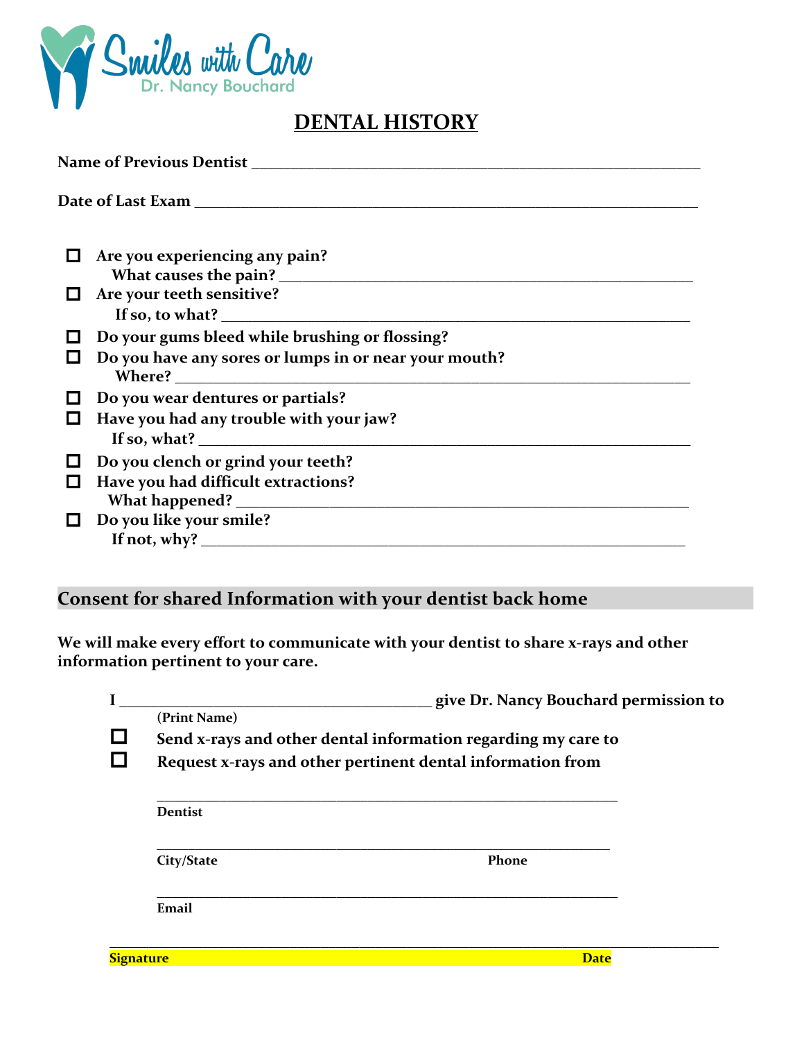Smiles with Care
Dr. Nancy Bouchard

# DENTAL HISTORY

**Name of Previous Dentist** ______________________________________________________

**Date of Last Exam** _________________________________________________________

- ☐ **Are you experiencing any pain?**
  **What causes the pain?** ____________________________________________
- ☐ **Are your teeth sensitive?**
  **If so, to what?** ________________________________________________
- ☐ **Do your gums bleed while brushing or flossing?**
- ☐ **Do you have any sores or lumps in or near your mouth?**
  **Where?** _______________________________________________________
- ☐ **Do you wear dentures or partials?**
- ☐ **Have you had any trouble with your jaw?**
  **If so, what?** __________________________________________________
- ☐ **Do you clench or grind your teeth?**
- ☐ **Have you had difficult extractions?**
  **What happened?** ______________________________________________
- ☐ **Do you like your smile?**
  **If not, why?** _________________________________________________

## Consent for shared Information with your dentist back home

**We will make every effort to communicate with your dentist to share x-rays and other information pertinent to your care.**

**I** ________________________________ **give Dr. Nancy Bouchard permission to**
**(Print Name)**

- ☐ **Send x-rays and other dental information regarding my care to**
- ☐ **Request x-rays and other pertinent dental information from**

_____________________________________________________
**Dentist**

_____________________________________________________
**City/State** **Phone**

_____________________________________________________
**Email**

_________________________________________________________________
**Signature** **Date**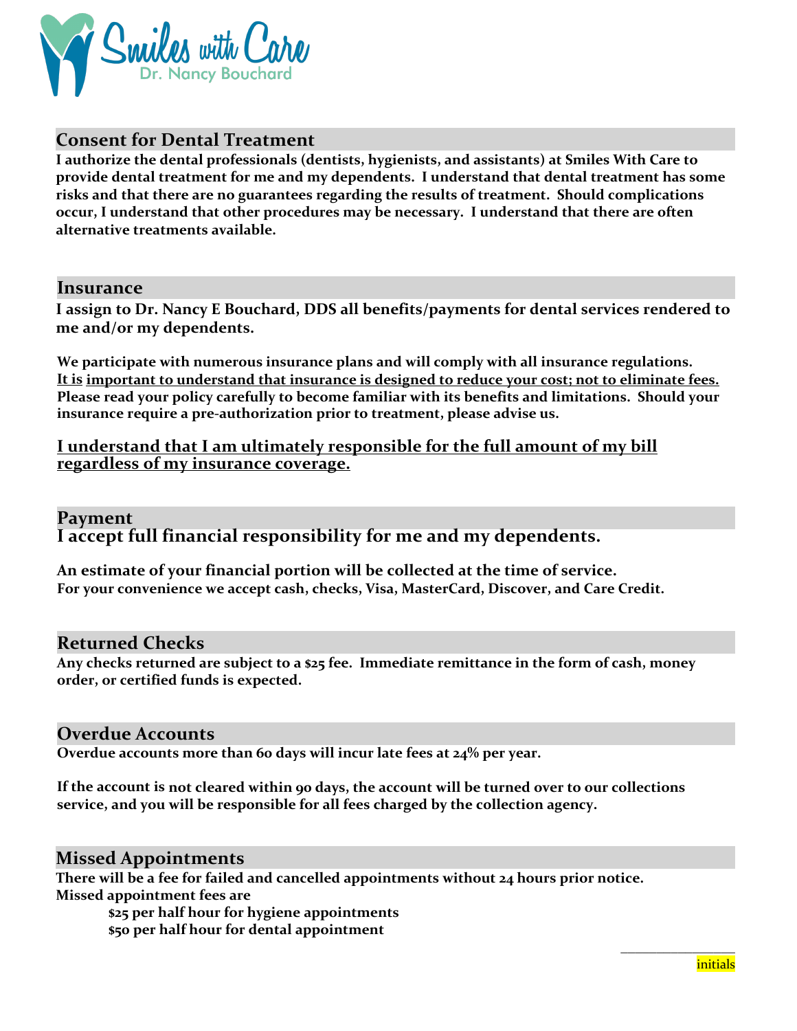Smiles with Care
Dr. Nancy Bouchard

## Consent for Dental Treatment

**I authorize the dental professionals (dentists, hygienists, and assistants) at Smiles With Care to provide dental treatment for me and my dependents. I understand that dental treatment has some risks and that there are no guarantees regarding the results of treatment. Should complications occur, I understand that other procedures may be necessary. I understand that there are often alternative treatments available.**

## Insurance

**I assign to Dr. Nancy E Bouchard, DDS all benefits/payments for dental services rendered to me and/or my dependents.**

**We participate with numerous insurance plans and will comply with all insurance regulations. It is important to understand that insurance is designed to reduce your cost; not to eliminate fees. Please read your policy carefully to become familiar with its benefits and limitations. Should your insurance require a pre-authorization prior to treatment, please advise us.**

**I understand that I am ultimately responsible for the full amount of my bill regardless of my insurance coverage.**

## Payment

**I accept full financial responsibility for me and my dependents.**

**An estimate of your financial portion will be collected at the time of service.**
**For your convenience we accept cash, checks, Visa, MasterCard, Discover, and Care Credit.**

## Returned Checks

**Any checks returned are subject to a $25 fee. Immediate remittance in the form of cash, money order, or certified funds is expected.**

## Overdue Accounts

**Overdue accounts more than 60 days will incur late fees at 24% per year.**

**If the account is not cleared within 90 days, the account will be turned over to our collections service, and you will be responsible for all fees charged by the collection agency.**

## Missed Appointments

**There will be a fee for failed and cancelled appointments without 24 hours prior notice.**
**Missed appointment fees are**

- **$25 per half hour for hygiene appointments**
- **$50 per half hour for dental appointment**

\_\_\_\_\_\_\_\_\_\_\_\_\_\_\_
initials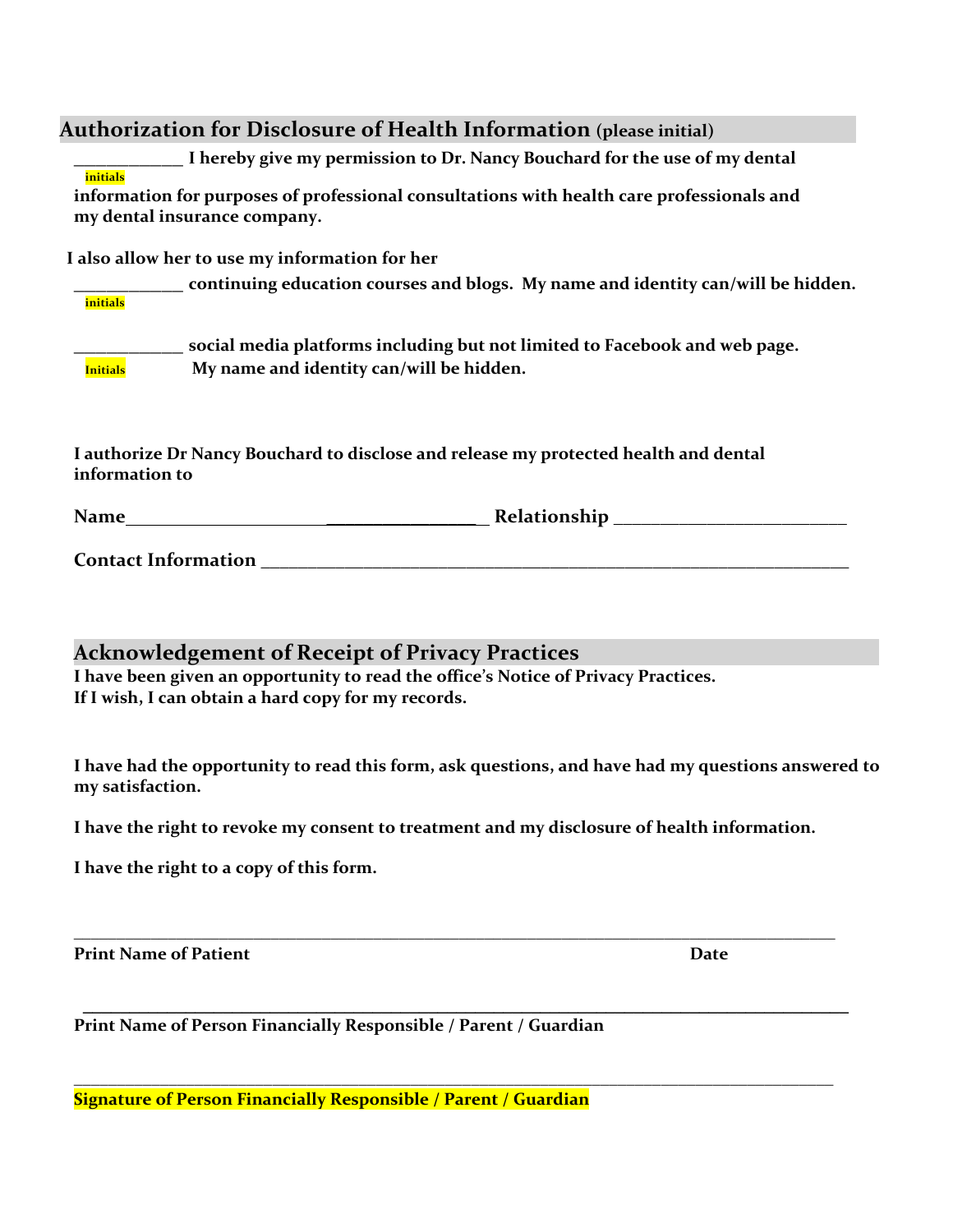## Authorization for Disclosure of Health Information (please initial)

**____________ I hereby give my permission to Dr. Nancy Bouchard for the use of my dental**
initials
**information for purposes of professional consultations with health care professionals and my dental insurance company.**

**I also allow her to use my information for her**

**____________ continuing education courses and blogs. My name and identity can/will be hidden.**
initials

**____________ social media platforms including but not limited to Facebook and web page.**
Initials **My name and identity can/will be hidden.**

**I authorize Dr Nancy Bouchard to disclose and release my protected health and dental information to**

**Name_____________________________________ Relationship ________________________**

**Contact Information _____________________________________________________________**

## Acknowledgement of Receipt of Privacy Practices

**I have been given an opportunity to read the office's Notice of Privacy Practices.**
**If I wish, I can obtain a hard copy for my records.**

**I have had the opportunity to read this form, ask questions, and have had my questions answered to my satisfaction.**

**I have the right to revoke my consent to treatment and my disclosure of health information.**

**I have the right to a copy of this form.**

_______________________________________________________________________________

**Print Name of Patient** **Date**

_______________________________________________________________________________

**Print Name of Person Financially Responsible / Parent / Guardian**

_______________________________________________________________________________

**Signature of Person Financially Responsible / Parent / Guardian**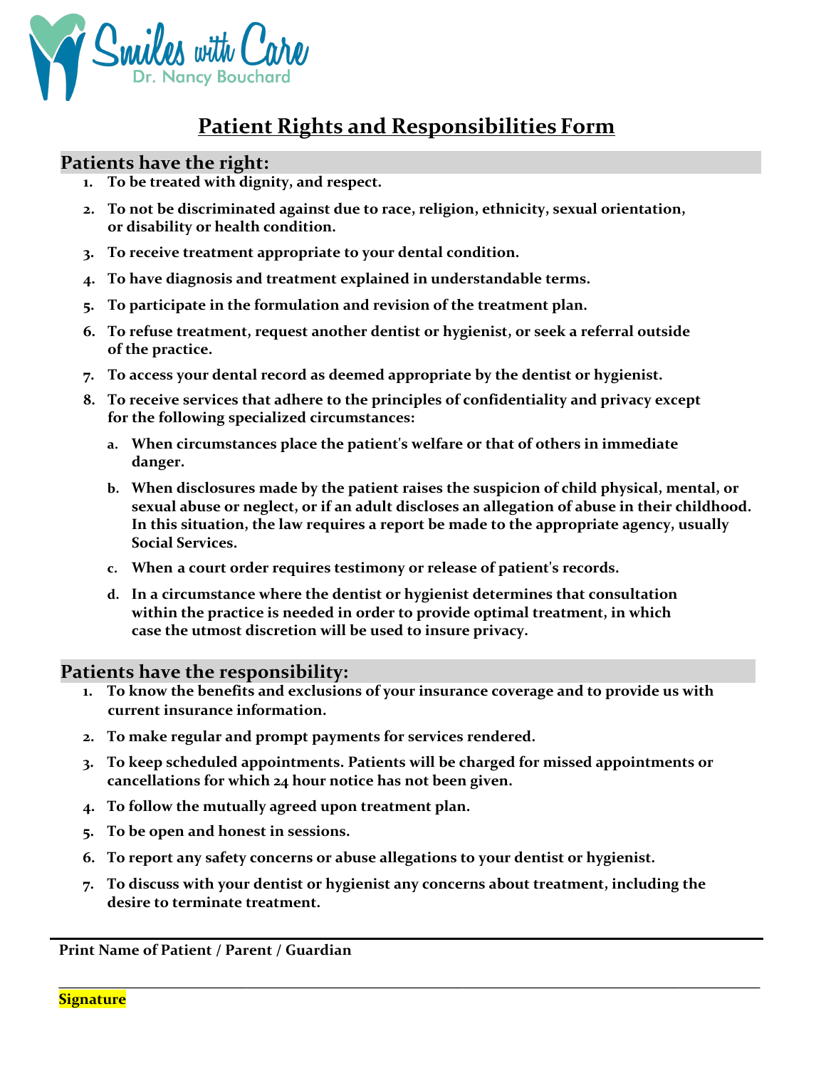Smiles with Care
Dr. Nancy Bouchard

# Patient Rights and Responsibilities Form

## Patients have the right:

1. **To be treated with dignity, and respect.**
2. **To not be discriminated against due to race, religion, ethnicity, sexual orientation, or disability or health condition.**
3. **To receive treatment appropriate to your dental condition.**
4. **To have diagnosis and treatment explained in understandable terms.**
5. **To participate in the formulation and revision of the treatment plan.**
6. **To refuse treatment, request another dentist or hygienist, or seek a referral outside of the practice.**
7. **To access your dental record as deemed appropriate by the dentist or hygienist.**
8. **To receive services that adhere to the principles of confidentiality and privacy except for the following specialized circumstances:**
   a. **When circumstances place the patient's welfare or that of others in immediate danger.**
   b. **When disclosures made by the patient raises the suspicion of child physical, mental, or sexual abuse or neglect, or if an adult discloses an allegation of abuse in their childhood. In this situation, the law requires a report be made to the appropriate agency, usually Social Services.**
   c. **When a court order requires testimony or release of patient's records.**
   d. **In a circumstance where the dentist or hygienist determines that consultation within the practice is needed in order to provide optimal treatment, in which case the utmost discretion will be used to insure privacy.**

## Patients have the responsibility:

1. **To know the benefits and exclusions of your insurance coverage and to provide us with current insurance information.**
2. **To make regular and prompt payments for services rendered.**
3. **To keep scheduled appointments. Patients will be charged for missed appointments or cancellations for which 24 hour notice has not been given.**
4. **To follow the mutually agreed upon treatment plan.**
5. **To be open and honest in sessions.**
6. **To report any safety concerns or abuse allegations to your dentist or hygienist.**
7. **To discuss with your dentist or hygienist any concerns about treatment, including the desire to terminate treatment.**

---

**Print Name of Patient / Parent / Guardian**

---

**Signature**